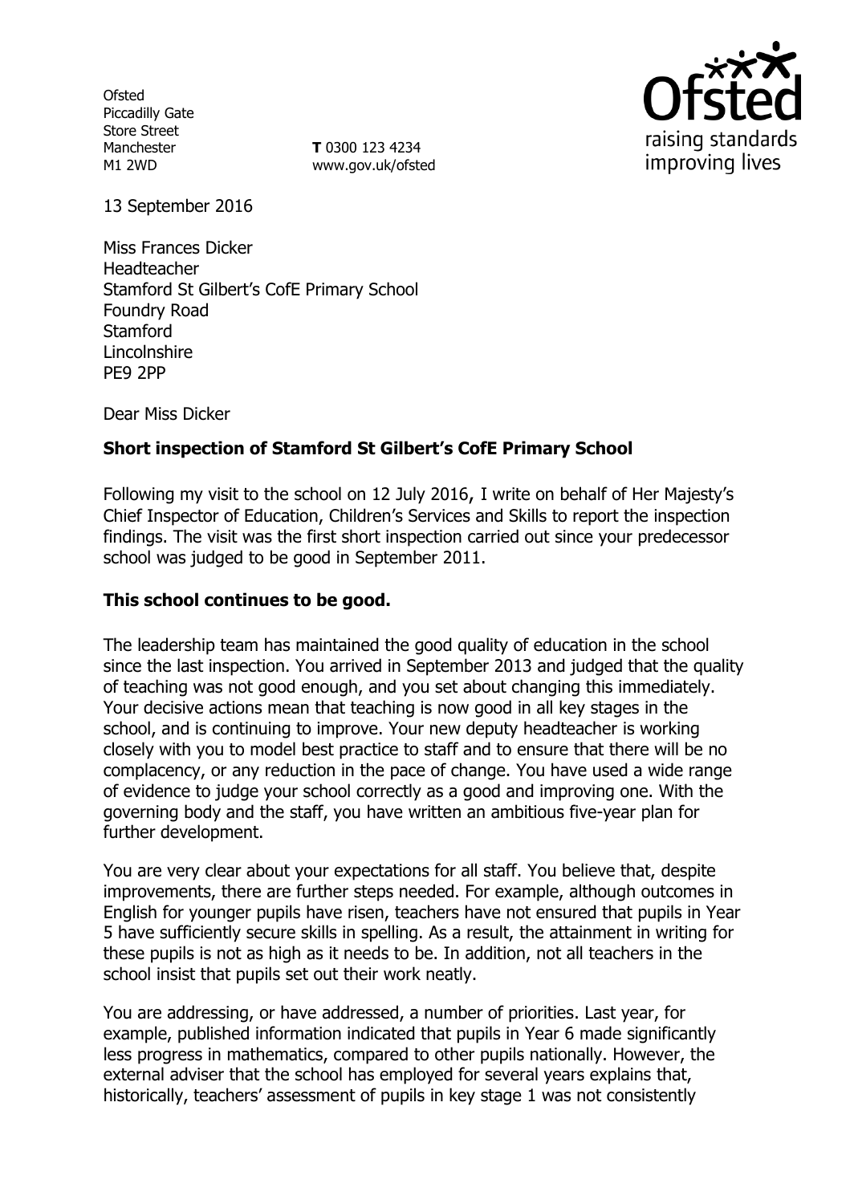Ofsted
Piccadilly Gate
Store Street
Manchester
M1 2WD

**T** 0300 123 4234
www.gov.uk/ofsted

raising standards improving lives

13 September 2016

Miss Frances Dicker
Headteacher
Stamford St Gilbert's CofE Primary School
Foundry Road
Stamford
Lincolnshire
PE9 2PP

Dear Miss Dicker

**Short inspection of Stamford St Gilbert's CofE Primary School**

Following my visit to the school on 12 July 2016, I write on behalf of Her Majesty's Chief Inspector of Education, Children's Services and Skills to report the inspection findings. The visit was the first short inspection carried out since your predecessor school was judged to be good in September 2011.

**This school continues to be good.**

The leadership team has maintained the good quality of education in the school since the last inspection. You arrived in September 2013 and judged that the quality of teaching was not good enough, and you set about changing this immediately. Your decisive actions mean that teaching is now good in all key stages in the school, and is continuing to improve. Your new deputy headteacher is working closely with you to model best practice to staff and to ensure that there will be no complacency, or any reduction in the pace of change. You have used a wide range of evidence to judge your school correctly as a good and improving one. With the governing body and the staff, you have written an ambitious five-year plan for further development.

You are very clear about your expectations for all staff. You believe that, despite improvements, there are further steps needed. For example, although outcomes in English for younger pupils have risen, teachers have not ensured that pupils in Year 5 have sufficiently secure skills in spelling. As a result, the attainment in writing for these pupils is not as high as it needs to be. In addition, not all teachers in the school insist that pupils set out their work neatly.

You are addressing, or have addressed, a number of priorities. Last year, for example, published information indicated that pupils in Year 6 made significantly less progress in mathematics, compared to other pupils nationally. However, the external adviser that the school has employed for several years explains that, historically, teachers' assessment of pupils in key stage 1 was not consistently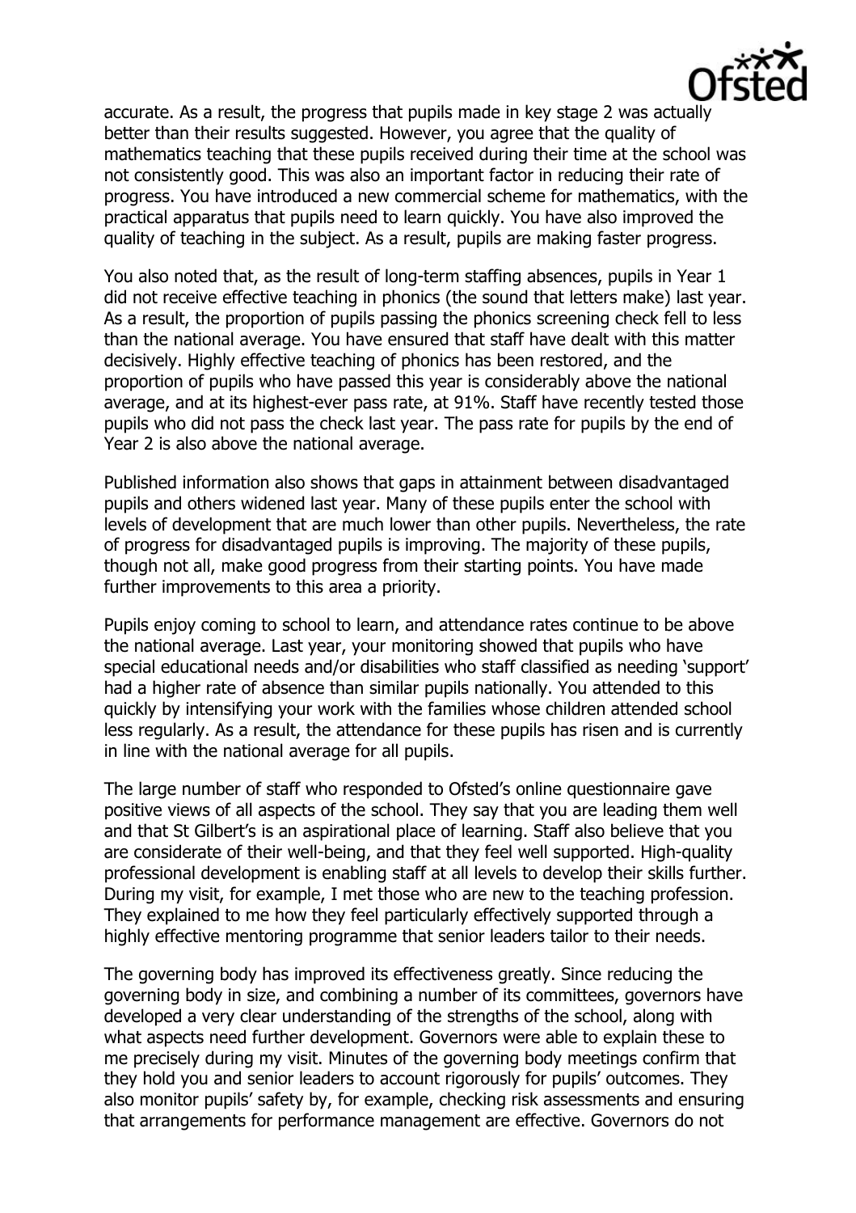accurate. As a result, the progress that pupils made in key stage 2 was actually better than their results suggested. However, you agree that the quality of mathematics teaching that these pupils received during their time at the school was not consistently good. This was also an important factor in reducing their rate of progress. You have introduced a new commercial scheme for mathematics, with the practical apparatus that pupils need to learn quickly. You have also improved the quality of teaching in the subject. As a result, pupils are making faster progress.

You also noted that, as the result of long-term staffing absences, pupils in Year 1 did not receive effective teaching in phonics (the sound that letters make) last year. As a result, the proportion of pupils passing the phonics screening check fell to less than the national average. You have ensured that staff have dealt with this matter decisively. Highly effective teaching of phonics has been restored, and the proportion of pupils who have passed this year is considerably above the national average, and at its highest-ever pass rate, at 91%. Staff have recently tested those pupils who did not pass the check last year. The pass rate for pupils by the end of Year 2 is also above the national average.

Published information also shows that gaps in attainment between disadvantaged pupils and others widened last year. Many of these pupils enter the school with levels of development that are much lower than other pupils. Nevertheless, the rate of progress for disadvantaged pupils is improving. The majority of these pupils, though not all, make good progress from their starting points. You have made further improvements to this area a priority.

Pupils enjoy coming to school to learn, and attendance rates continue to be above the national average. Last year, your monitoring showed that pupils who have special educational needs and/or disabilities who staff classified as needing 'support' had a higher rate of absence than similar pupils nationally. You attended to this quickly by intensifying your work with the families whose children attended school less regularly. As a result, the attendance for these pupils has risen and is currently in line with the national average for all pupils.

The large number of staff who responded to Ofsted's online questionnaire gave positive views of all aspects of the school. They say that you are leading them well and that St Gilbert's is an aspirational place of learning. Staff also believe that you are considerate of their well-being, and that they feel well supported. High-quality professional development is enabling staff at all levels to develop their skills further. During my visit, for example, I met those who are new to the teaching profession. They explained to me how they feel particularly effectively supported through a highly effective mentoring programme that senior leaders tailor to their needs.

The governing body has improved its effectiveness greatly. Since reducing the governing body in size, and combining a number of its committees, governors have developed a very clear understanding of the strengths of the school, along with what aspects need further development. Governors were able to explain these to me precisely during my visit. Minutes of the governing body meetings confirm that they hold you and senior leaders to account rigorously for pupils' outcomes. They also monitor pupils' safety by, for example, checking risk assessments and ensuring that arrangements for performance management are effective. Governors do not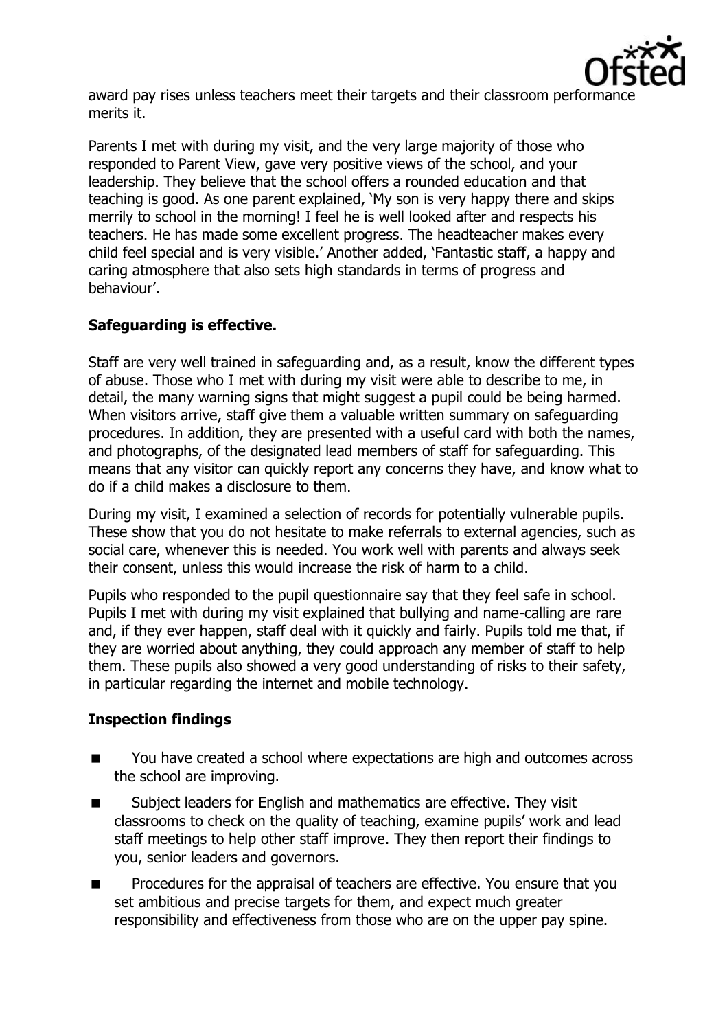award pay rises unless teachers meet their targets and their classroom performance merits it.

Parents I met with during my visit, and the very large majority of those who responded to Parent View, gave very positive views of the school, and your leadership. They believe that the school offers a rounded education and that teaching is good. As one parent explained, 'My son is very happy there and skips merrily to school in the morning! I feel he is well looked after and respects his teachers. He has made some excellent progress. The headteacher makes every child feel special and is very visible.' Another added, 'Fantastic staff, a happy and caring atmosphere that also sets high standards in terms of progress and behaviour'.

## Safeguarding is effective.

Staff are very well trained in safeguarding and, as a result, know the different types of abuse. Those who I met with during my visit were able to describe to me, in detail, the many warning signs that might suggest a pupil could be being harmed. When visitors arrive, staff give them a valuable written summary on safeguarding procedures. In addition, they are presented with a useful card with both the names, and photographs, of the designated lead members of staff for safeguarding. This means that any visitor can quickly report any concerns they have, and know what to do if a child makes a disclosure to them.

During my visit, I examined a selection of records for potentially vulnerable pupils. These show that you do not hesitate to make referrals to external agencies, such as social care, whenever this is needed. You work well with parents and always seek their consent, unless this would increase the risk of harm to a child.

Pupils who responded to the pupil questionnaire say that they feel safe in school. Pupils I met with during my visit explained that bullying and name-calling are rare and, if they ever happen, staff deal with it quickly and fairly. Pupils told me that, if they are worried about anything, they could approach any member of staff to help them. These pupils also showed a very good understanding of risks to their safety, in particular regarding the internet and mobile technology.

## Inspection findings

- You have created a school where expectations are high and outcomes across the school are improving.
- Subject leaders for English and mathematics are effective. They visit classrooms to check on the quality of teaching, examine pupils' work and lead staff meetings to help other staff improve. They then report their findings to you, senior leaders and governors.
- Procedures for the appraisal of teachers are effective. You ensure that you set ambitious and precise targets for them, and expect much greater responsibility and effectiveness from those who are on the upper pay spine.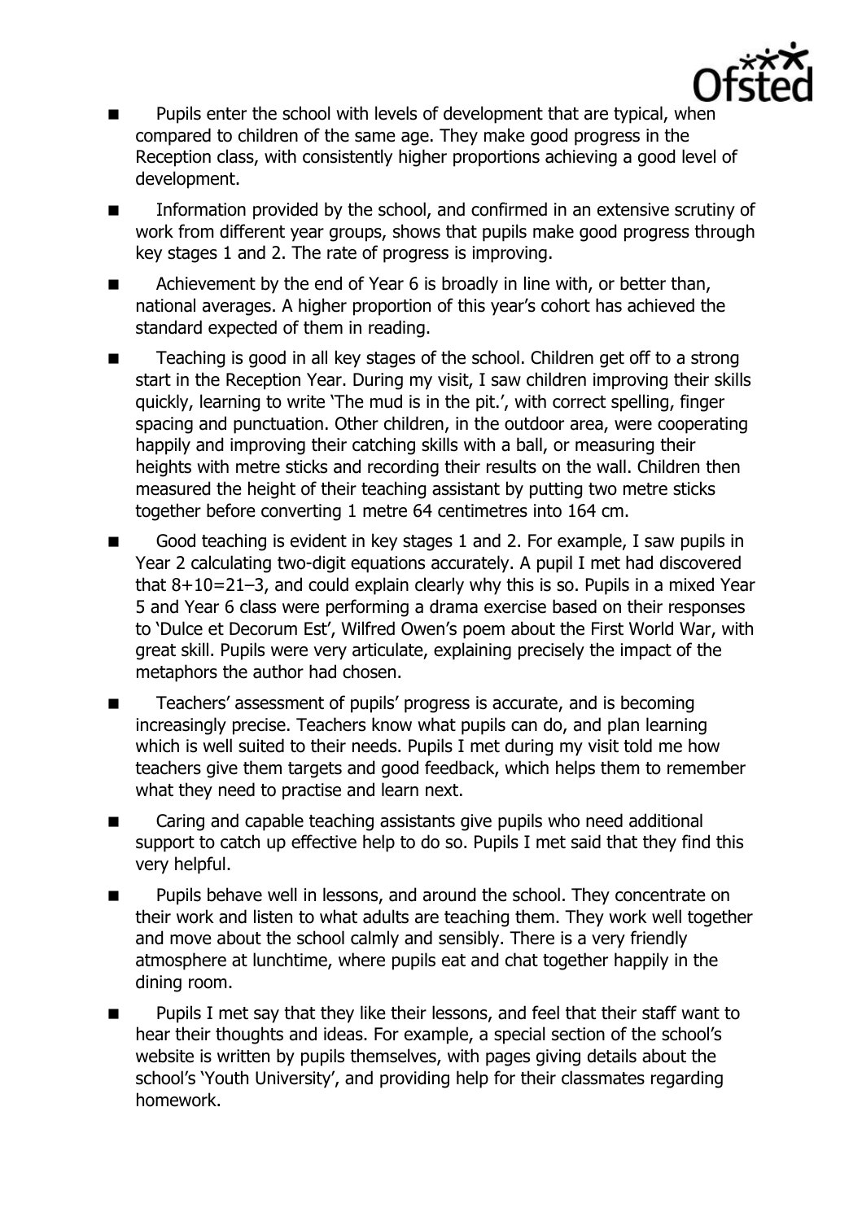- Pupils enter the school with levels of development that are typical, when compared to children of the same age. They make good progress in the Reception class, with consistently higher proportions achieving a good level of development.
- Information provided by the school, and confirmed in an extensive scrutiny of work from different year groups, shows that pupils make good progress through key stages 1 and 2. The rate of progress is improving.
- Achievement by the end of Year 6 is broadly in line with, or better than, national averages. A higher proportion of this year's cohort has achieved the standard expected of them in reading.
- Teaching is good in all key stages of the school. Children get off to a strong start in the Reception Year. During my visit, I saw children improving their skills quickly, learning to write 'The mud is in the pit.', with correct spelling, finger spacing and punctuation. Other children, in the outdoor area, were cooperating happily and improving their catching skills with a ball, or measuring their heights with metre sticks and recording their results on the wall. Children then measured the height of their teaching assistant by putting two metre sticks together before converting 1 metre 64 centimetres into 164 cm.
- Good teaching is evident in key stages 1 and 2. For example, I saw pupils in Year 2 calculating two-digit equations accurately. A pupil I met had discovered that $8+10=21-3$, and could explain clearly why this is so. Pupils in a mixed Year 5 and Year 6 class were performing a drama exercise based on their responses to 'Dulce et Decorum Est', Wilfred Owen's poem about the First World War, with great skill. Pupils were very articulate, explaining precisely the impact of the metaphors the author had chosen.
- Teachers' assessment of pupils' progress is accurate, and is becoming increasingly precise. Teachers know what pupils can do, and plan learning which is well suited to their needs. Pupils I met during my visit told me how teachers give them targets and good feedback, which helps them to remember what they need to practise and learn next.
- Caring and capable teaching assistants give pupils who need additional support to catch up effective help to do so. Pupils I met said that they find this very helpful.
- Pupils behave well in lessons, and around the school. They concentrate on their work and listen to what adults are teaching them. They work well together and move about the school calmly and sensibly. There is a very friendly atmosphere at lunchtime, where pupils eat and chat together happily in the dining room.
- Pupils I met say that they like their lessons, and feel that their staff want to hear their thoughts and ideas. For example, a special section of the school's website is written by pupils themselves, with pages giving details about the school's 'Youth University', and providing help for their classmates regarding homework.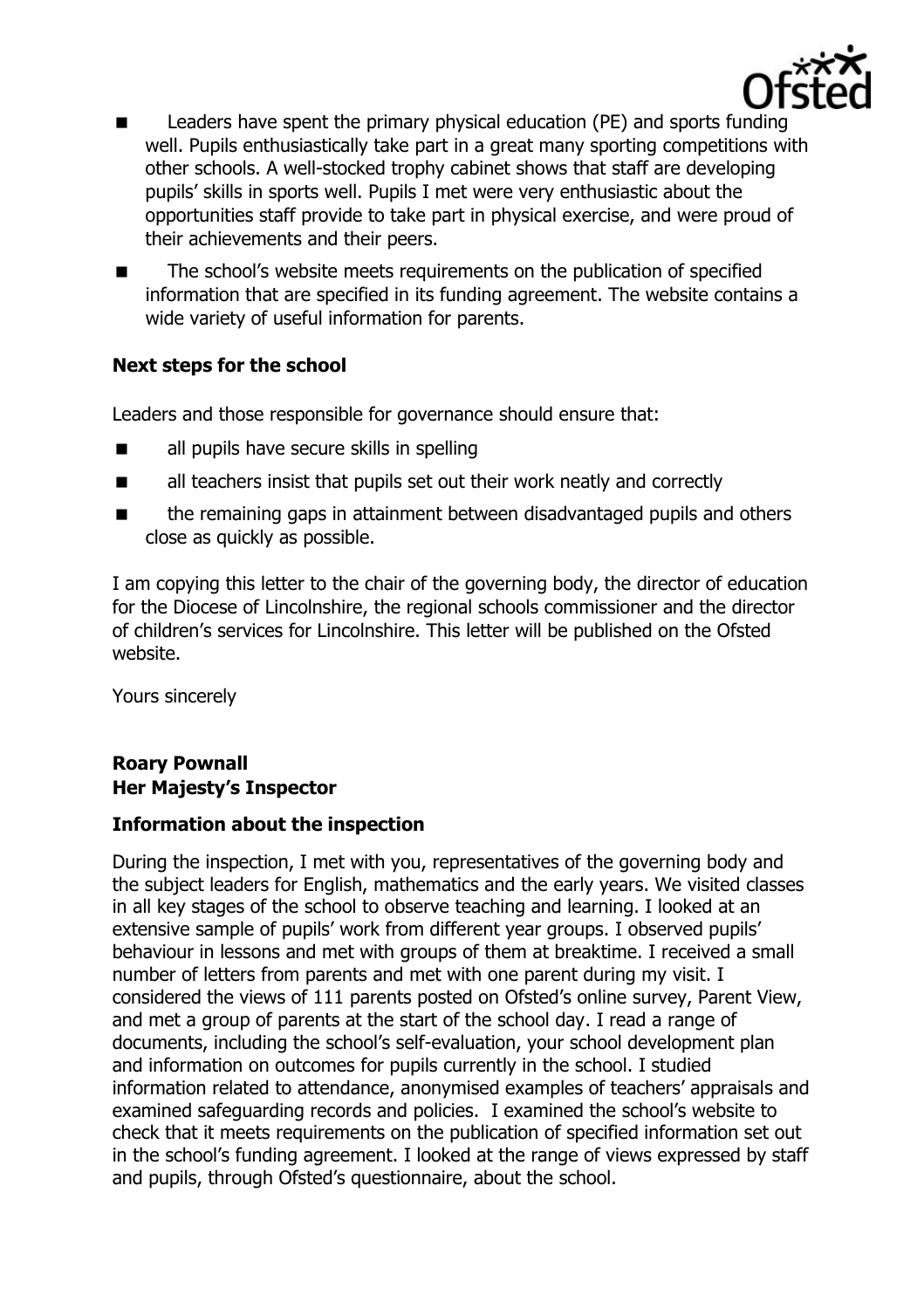- Leaders have spent the primary physical education (PE) and sports funding well. Pupils enthusiastically take part in a great many sporting competitions with other schools. A well-stocked trophy cabinet shows that staff are developing pupils' skills in sports well. Pupils I met were very enthusiastic about the opportunities staff provide to take part in physical exercise, and were proud of their achievements and their peers.
- The school's website meets requirements on the publication of specified information that are specified in its funding agreement. The website contains a wide variety of useful information for parents.

**Next steps for the school**

Leaders and those responsible for governance should ensure that:

- all pupils have secure skills in spelling
- all teachers insist that pupils set out their work neatly and correctly
- the remaining gaps in attainment between disadvantaged pupils and others close as quickly as possible.

I am copying this letter to the chair of the governing body, the director of education for the Diocese of Lincolnshire, the regional schools commissioner and the director of children's services for Lincolnshire. This letter will be published on the Ofsted website.

Yours sincerely

**Roary Pownall**
**Her Majesty's Inspector**

**Information about the inspection**

During the inspection, I met with you, representatives of the governing body and the subject leaders for English, mathematics and the early years. We visited classes in all key stages of the school to observe teaching and learning. I looked at an extensive sample of pupils' work from different year groups. I observed pupils' behaviour in lessons and met with groups of them at breaktime. I received a small number of letters from parents and met with one parent during my visit. I considered the views of 111 parents posted on Ofsted's online survey, Parent View, and met a group of parents at the start of the school day. I read a range of documents, including the school's self-evaluation, your school development plan and information on outcomes for pupils currently in the school. I studied information related to attendance, anonymised examples of teachers' appraisals and examined safeguarding records and policies. I examined the school's website to check that it meets requirements on the publication of specified information set out in the school's funding agreement. I looked at the range of views expressed by staff and pupils, through Ofsted's questionnaire, about the school.